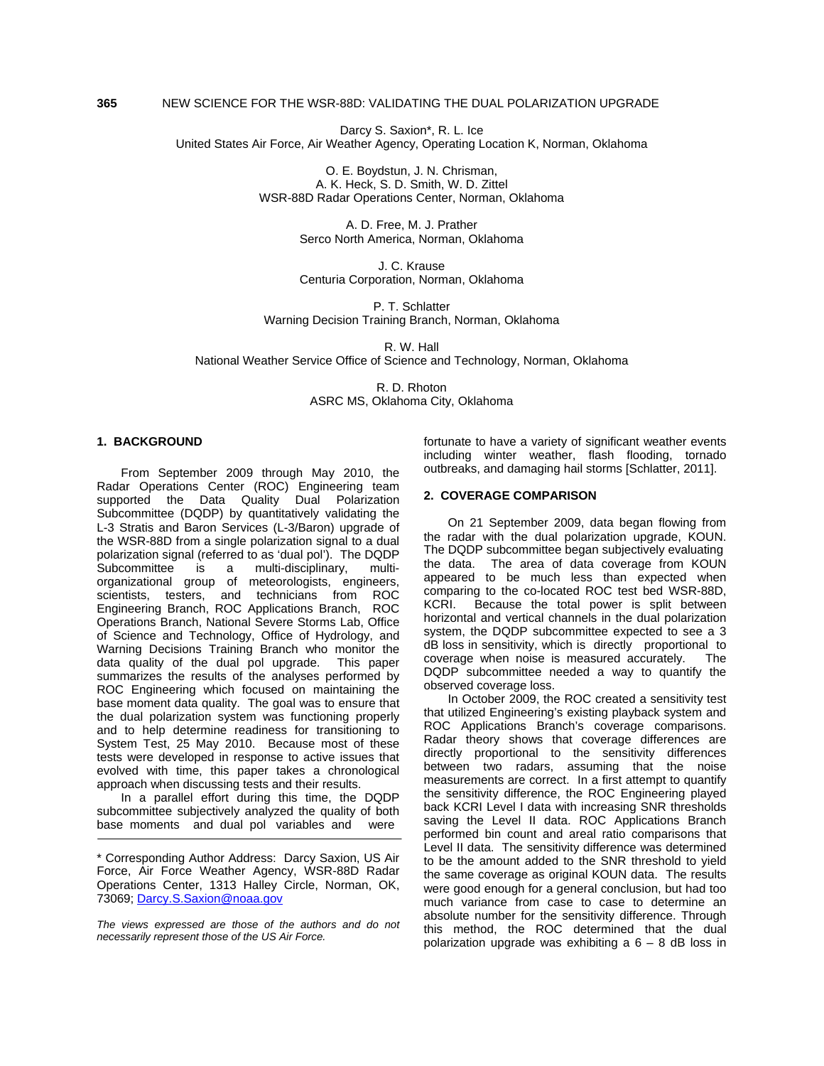# 365 NEW SCIENCE FOR THE WSR-88D: VALIDATING THE DUAL POLARIZATION UPGRADE

Darcy S. Saxion*, R. L. Ice
United States Air Force, Air Weather Agency, Operating Location K, Norman, Oklahoma

O. E. Boydstun, J. N. Chrisman,
A. K. Heck, S. D. Smith, W. D. Zittel
WSR-88D Radar Operations Center, Norman, Oklahoma

A. D. Free, M. J. Prather
Serco North America, Norman, Oklahoma

J. C. Krause
Centuria Corporation, Norman, Oklahoma

P. T. Schlatter
Warning Decision Training Branch, Norman, Oklahoma

R. W. Hall
National Weather Service Office of Science and Technology, Norman, Oklahoma

R. D. Rhoton
ASRC MS, Oklahoma City, Oklahoma

## 1. BACKGROUND

From September 2009 through May 2010, the Radar Operations Center (ROC) Engineering team supported the Data Quality Dual Polarization Subcommittee (DQDP) by quantitatively validating the L-3 Stratis and Baron Services (L-3/Baron) upgrade of the WSR-88D from a single polarization signal to a dual polarization signal (referred to as 'dual pol'). The DQDP Subcommittee is a multi-disciplinary, multi-organizational group of meteorologists, engineers, scientists, testers, and technicians from ROC Engineering Branch, ROC Applications Branch, ROC Operations Branch, National Severe Storms Lab, Office of Science and Technology, Office of Hydrology, and Warning Decisions Training Branch who monitor the data quality of the dual pol upgrade. This paper summarizes the results of the analyses performed by ROC Engineering which focused on maintaining the base moment data quality. The goal was to ensure that the dual polarization system was functioning properly and to help determine readiness for transitioning to System Test, 25 May 2010. Because most of these tests were developed in response to active issues that evolved with time, this paper takes a chronological approach when discussing tests and their results.

In a parallel effort during this time, the DQDP subcommittee subjectively analyzed the quality of both base moments and dual pol variables and were fortunate to have a variety of significant weather events including winter weather, flash flooding, tornado outbreaks, and damaging hail storms [Schlatter, 2011].

## 2. COVERAGE COMPARISON

On 21 September 2009, data began flowing from the radar with the dual polarization upgrade, KOUN. The DQDP subcommittee began subjectively evaluating the data. The area of data coverage from KOUN appeared to be much less than expected when comparing to the co-located ROC test bed WSR-88D, KCRI. Because the total power is split between horizontal and vertical channels in the dual polarization system, the DQDP subcommittee expected to see a 3 dB loss in sensitivity, which is directly proportional to coverage when noise is measured accurately. The DQDP subcommittee needed a way to quantify the observed coverage loss.

In October 2009, the ROC created a sensitivity test that utilized Engineering's existing playback system and ROC Applications Branch's coverage comparisons. Radar theory shows that coverage differences are directly proportional to the sensitivity differences between two radars, assuming that the noise measurements are correct. In a first attempt to quantify the sensitivity difference, the ROC Engineering played back KCRI Level I data with increasing SNR thresholds saving the Level II data. ROC Applications Branch performed bin count and areal ratio comparisons that Level II data. The sensitivity difference was determined to be the amount added to the SNR threshold to yield the same coverage as original KOUN data. The results were good enough for a general conclusion, but had too much variance from case to case to determine an absolute number for the sensitivity difference. Through this method, the ROC determined that the dual polarization upgrade was exhibiting a 6 – 8 dB loss in

---

* Corresponding Author Address: Darcy Saxion, US Air Force, Air Force Weather Agency, WSR-88D Radar Operations Center, 1313 Halley Circle, Norman, OK, 73069; [Darcy.S.Saxion@noaa.gov](mailto:Darcy.S.Saxion@noaa.gov)

*The views expressed are those of the authors and do not necessarily represent those of the US Air Force.*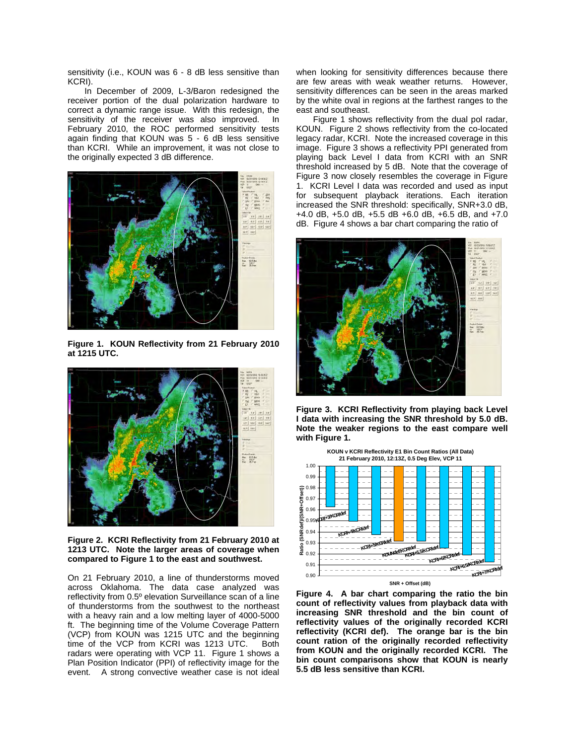sensitivity (i.e., KOUN was 6 - 8 dB less sensitive than KCRI).

In December of 2009, L-3/Baron redesigned the receiver portion of the dual polarization hardware to correct a dynamic range issue. With this redesign, the sensitivity of the receiver was also improved. In February 2010, the ROC performed sensitivity tests again finding that KOUN was 5 - 6 dB less sensitive than KCRI. While an improvement, it was not close to the originally expected 3 dB difference.

**Figure 1. KOUN Reflectivity from 21 February 2010 at 1215 UTC.**

**Figure 2. KCRI Reflectivity from 21 February 2010 at 1213 UTC. Note the larger areas of coverage when compared to Figure 1 to the east and southwest.**

On 21 February 2010, a line of thunderstorms moved across Oklahoma. The data case analyzed was reflectivity from 0.5º elevation Surveillance scan of a line of thunderstorms from the southwest to the northeast with a heavy rain and a low melting layer of 4000-5000 ft. The beginning time of the Volume Coverage Pattern (VCP) from KOUN was 1215 UTC and the beginning time of the VCP from KCRI was 1213 UTC. Both radars were operating with VCP 11. Figure 1 shows a Plan Position Indicator (PPI) of reflectivity image for the event. A strong convective weather case is not ideal when looking for sensitivity differences because there are few areas with weak weather returns. However, sensitivity differences can be seen in the areas marked by the white oval in regions at the farthest ranges to the east and southeast.

Figure 1 shows reflectivity from the dual pol radar, KOUN. Figure 2 shows reflectivity from the co-located legacy radar, KCRI. Note the increased coverage in this image. Figure 3 shows a reflectivity PPI generated from playing back Level I data from KCRI with an SNR threshold increased by 5 dB. Note that the coverage of Figure 3 now closely resembles the coverage in Figure 1. KCRI Level I data was recorded and used as input for subsequent playback iterations. Each iteration increased the SNR threshold: specifically, SNR+3.0 dB, +4.0 dB, +5.0 dB, +5.5 dB +6.0 dB, +6.5 dB, and +7.0 dB. Figure 4 shows a bar chart comparing the ratio of

**Figure 3. KCRI Reflectivity from playing back Level I data with increasing the SNR threshold by 5.0 dB. Note the weaker regions to the east compare well with Figure 1.**

**Figure 4. A bar chart comparing the ratio the bin count of reflectivity values from playback data with increasing SNR threshold and the bin count of reflectivity values of the originally recorded KCRI reflectivity (KCRI def). The orange bar is the bin count ration of the originally recorded reflectivity from KOUN and the originally recorded KCRI. The bin count comparisons show that KOUN is nearly 5.5 dB less sensitive than KCRI.**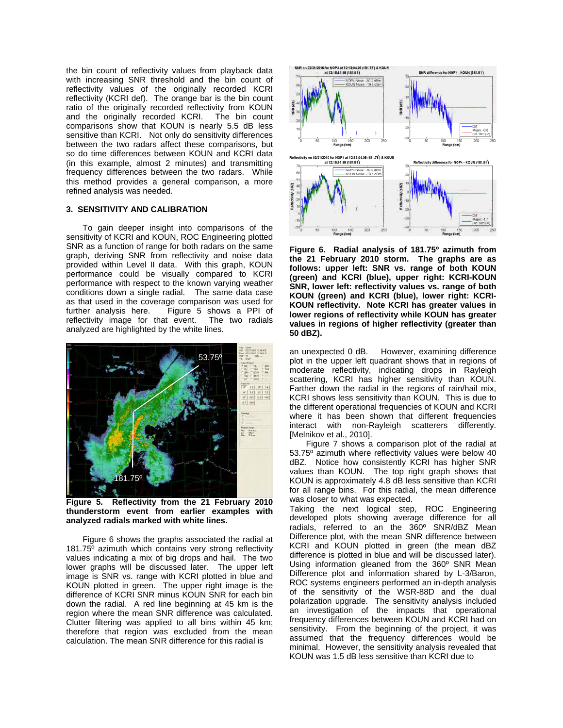the bin count of reflectivity values from playback data with increasing SNR threshold and the bin count of reflectivity values of the originally recorded KCRI reflectivity (KCRI def). The orange bar is the bin count ratio of the originally recorded reflectivity from KOUN and the originally recorded KCRI. The bin count comparisons show that KOUN is nearly 5.5 dB less sensitive than KCRI. Not only do sensitivity differences between the two radars affect these comparisons, but so do time differences between KOUN and KCRI data (in this example, almost 2 minutes) and transmitting frequency differences between the two radars. While this method provides a general comparison, a more refined analysis was needed.

### 3. SENSITIVITY AND CALIBRATION

To gain deeper insight into comparisons of the sensitivity of KCRI and KOUN, ROC Engineering plotted SNR as a function of range for both radars on the same graph, deriving SNR from reflectivity and noise data provided within Level II data. With this graph, KOUN performance could be visually compared to KCRI performance with respect to the known varying weather conditions down a single radial. The same data case as that used in the coverage comparison was used for further analysis here. Figure 5 shows a PPI of reflectivity image for that event. The two radials analyzed are highlighted by the white lines.

**Figure 5. Reflectivity from the 21 February 2010 thunderstorm event from earlier examples with analyzed radials marked with white lines.**

Figure 6 shows the graphs associated the radial at 181.75º azimuth which contains very strong reflectivity values indicating a mix of big drops and hail. The two lower graphs will be discussed later. The upper left image is SNR vs. range with KCRI plotted in blue and KOUN plotted in green. The upper right image is the difference of KCRI SNR minus KOUN SNR for each bin down the radial. A red line beginning at 45 km is the region where the mean SNR difference was calculated. Clutter filtering was applied to all bins within 45 km; therefore that region was excluded from the mean calculation. The mean SNR difference for this radial is an unexpected 0 dB. However, examining difference plot in the upper left quadrant shows that in regions of moderate reflectivity, indicating drops in Rayleigh scattering, KCRI has higher sensitivity than KOUN. Farther down the radial in the regions of rain/hail mix, KCRI shows less sensitivity than KOUN. This is due to the different operational frequencies of KOUN and KCRI where it has been shown that different frequencies interact with non-Rayleigh scatterers differently. [Melnikov et al., 2010].

**Figure 6. Radial analysis of 181.75º azimuth from the 21 February 2010 storm. The graphs are as follows: upper left: SNR vs. range of both KOUN (green) and KCRI (blue), upper right: KCRI-KOUN SNR, lower left: reflectivity values vs. range of both KOUN (green) and KCRI (blue), lower right: KCRI-KOUN reflectivity. Note KCRI has greater values in lower regions of reflectivity while KOUN has greater values in regions of higher reflectivity (greater than 50 dBZ).**

Figure 7 shows a comparison plot of the radial at 53.75º azimuth where reflectivity values were below 40 dBZ. Notice how consistently KCRI has higher SNR values than KOUN. The top right graph shows that KOUN is approximately 4.8 dB less sensitive than KCRI for all range bins. For this radial, the mean difference was closer to what was expected.

Taking the next logical step, ROC Engineering developed plots showing average difference for all radials, referred to an the 360º SNR/dBZ Mean Difference plot, with the mean SNR difference between KCRI and KOUN plotted in green (the mean dBZ difference is plotted in blue and will be discussed later). Using information gleaned from the 360º SNR Mean Difference plot and information shared by L-3/Baron, ROC systems engineers performed an in-depth analysis of the sensitivity of the WSR-88D and the dual polarization upgrade. The sensitivity analysis included an investigation of the impacts that operational frequency differences between KOUN and KCRI had on sensitivity. From the beginning of the project, it was assumed that the frequency differences would be minimal. However, the sensitivity analysis revealed that KOUN was 1.5 dB less sensitive than KCRI due to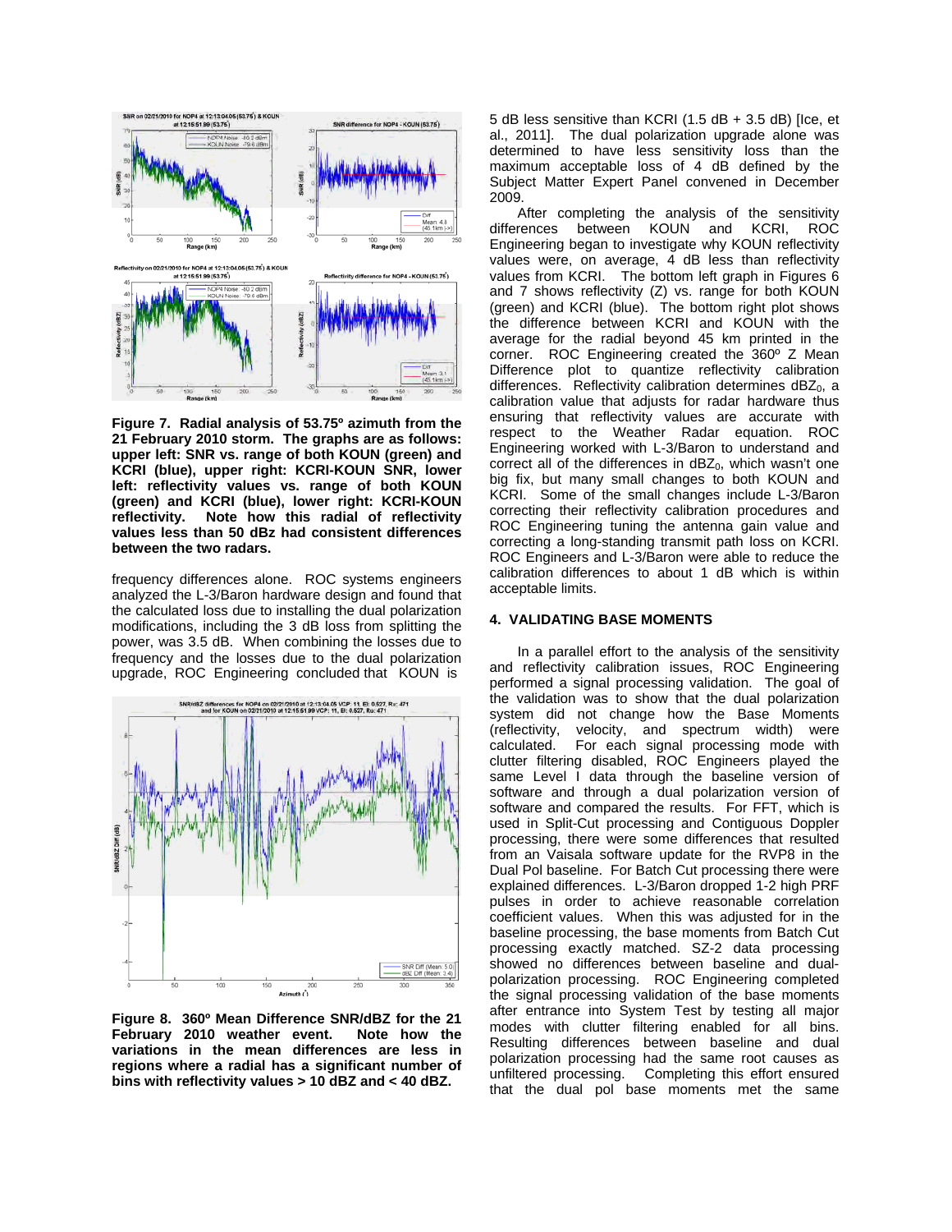**Figure 7. Radial analysis of 53.75º azimuth from the 21 February 2010 storm. The graphs are as follows: upper left: SNR vs. range of both KOUN (green) and KCRI (blue), upper right: KCRI-KOUN SNR, lower left: reflectivity values vs. range of both KOUN (green) and KCRI (blue), lower right: KCRI-KOUN reflectivity. Note how this radial of reflectivity values less than 50 dBz had consistent differences between the two radars.**

frequency differences alone. ROC systems engineers analyzed the L-3/Baron hardware design and found that the calculated loss due to installing the dual polarization modifications, including the 3 dB loss from splitting the power, was 3.5 dB. When combining the losses due to frequency and the losses due to the dual polarization upgrade, ROC Engineering concluded that KOUN is

**Figure 8. 360º Mean Difference SNR/dBZ for the 21 February 2010 weather event. Note how the variations in the mean differences are less in regions where a radial has a significant number of bins with reflectivity values > 10 dBZ and < 40 dBZ.**

5 dB less sensitive than KCRI (1.5 dB + 3.5 dB) [Ice, et al., 2011]. The dual polarization upgrade alone was determined to have less sensitivity loss than the maximum acceptable loss of 4 dB defined by the Subject Matter Expert Panel convened in December 2009.

After completing the analysis of the sensitivity differences between KOUN and KCRI, ROC Engineering began to investigate why KOUN reflectivity values were, on average, 4 dB less than reflectivity values from KCRI. The bottom left graph in Figures 6 and 7 shows reflectivity (Z) vs. range for both KOUN (green) and KCRI (blue). The bottom right plot shows the difference between KCRI and KOUN with the average for the radial beyond 45 km printed in the corner. ROC Engineering created the 360º Z Mean Difference plot to quantize reflectivity calibration differences. Reflectivity calibration determines $dBZ_0$, a calibration value that adjusts for radar hardware thus ensuring that reflectivity values are accurate with respect to the Weather Radar equation. ROC Engineering worked with L-3/Baron to understand and correct all of the differences in $dBZ_0$, which wasn't one big fix, but many small changes to both KOUN and KCRI. Some of the small changes include L-3/Baron correcting their reflectivity calibration procedures and ROC Engineering tuning the antenna gain value and correcting a long-standing transmit path loss on KCRI. ROC Engineers and L-3/Baron were able to reduce the calibration differences to about 1 dB which is within acceptable limits.

## 4. VALIDATING BASE MOMENTS

In a parallel effort to the analysis of the sensitivity and reflectivity calibration issues, ROC Engineering performed a signal processing validation. The goal of the validation was to show that the dual polarization system did not change how the Base Moments (reflectivity, velocity, and spectrum width) were calculated. For each signal processing mode with clutter filtering disabled, ROC Engineers played the same Level I data through the baseline version of software and through a dual polarization version of software and compared the results. For FFT, which is used in Split-Cut processing and Contiguous Doppler processing, there were some differences that resulted from an Vaisala software update for the RVP8 in the Dual Pol baseline. For Batch Cut processing there were explained differences. L-3/Baron dropped 1-2 high PRF pulses in order to achieve reasonable correlation coefficient values. When this was adjusted for in the baseline processing, the base moments from Batch Cut processing exactly matched. SZ-2 data processing showed no differences between baseline and dual-polarization processing. ROC Engineering completed the signal processing validation of the base moments after entrance into System Test by testing all major modes with clutter filtering enabled for all bins. Resulting differences between baseline and dual polarization processing had the same root causes as unfiltered processing. Completing this effort ensured that the dual pol base moments met the same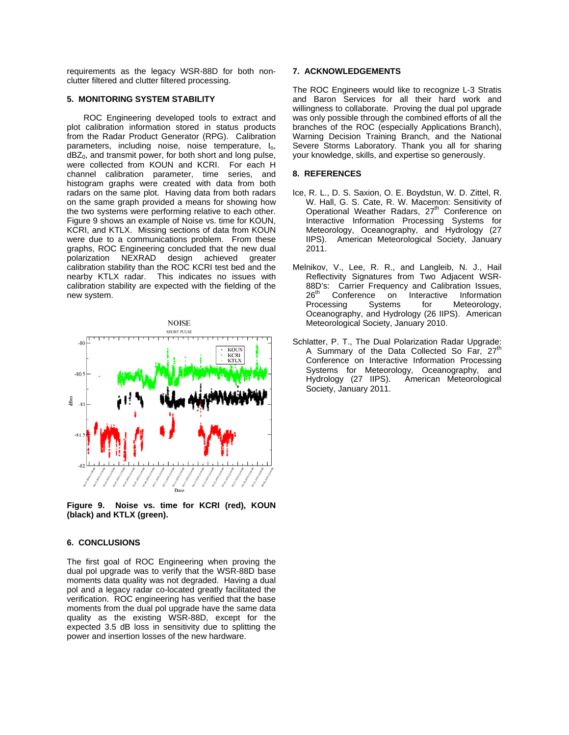requirements as the legacy WSR-88D for both non-clutter filtered and clutter filtered processing.

## 5. MONITORING SYSTEM STABILITY

ROC Engineering developed tools to extract and plot calibration information stored in status products from the Radar Product Generator (RPG). Calibration parameters, including noise, noise temperature, $I_o$, $dBZ_0$, and transmit power, for both short and long pulse, were collected from KOUN and KCRI. For each H channel calibration parameter, time series, and histogram graphs were created with data from both radars on the same plot. Having data from both radars on the same graph provided a means for showing how the two systems were performing relative to each other. Figure 9 shows an example of Noise vs. time for KOUN, KCRI, and KTLX. Missing sections of data from KOUN were due to a communications problem. From these graphs, ROC Engineering concluded that the new dual polarization NEXRAD design achieved greater calibration stability than the ROC KCRI test bed and the nearby KTLX radar. This indicates no issues with calibration stability are expected with the fielding of the new system.

NOISE
SHORT PULSE
KOUN
KCRI
KTLX
-80
-80.5
-81
-81.5
-82
dBm
Date

**Figure 9. Noise vs. time for KCRI (red), KOUN (black) and KTLX (green).**

## 6. CONCLUSIONS

The first goal of ROC Engineering when proving the dual pol upgrade was to verify that the WSR-88D base moments data quality was not degraded. Having a dual pol and a legacy radar co-located greatly facilitated the verification. ROC engineering has verified that the base moments from the dual pol upgrade have the same data quality as the existing WSR-88D, except for the expected 3.5 dB loss in sensitivity due to splitting the power and insertion losses of the new hardware.

## 7. ACKNOWLEDGEMENTS

The ROC Engineers would like to recognize L-3 Stratis and Baron Services for all their hard work and willingness to collaborate. Proving the dual pol upgrade was only possible through the combined efforts of all the branches of the ROC (especially Applications Branch), Warning Decision Training Branch, and the National Severe Storms Laboratory. Thank you all for sharing your knowledge, skills, and expertise so generously.

## 8. REFERENCES

Ice, R. L., D. S. Saxion, O. E. Boydstun, W. D. Zittel, R. W. Hall, G. S. Cate, R. W. Macemon: Sensitivity of Operational Weather Radars, 27th Conference on Interactive Information Processing Systems for Meteorology, Oceanography, and Hydrology (27 IIPS). American Meteorological Society, January 2011.

Melnikov, V., Lee, R. R., and Langleib, N. J., Hail Reflectivity Signatures from Two Adjacent WSR-88D's: Carrier Frequency and Calibration Issues, 26th Conference on Interactive Information Processing Systems for Meteorology, Oceanography, and Hydrology (26 IIPS). American Meteorological Society, January 2010.

Schlatter, P. T., The Dual Polarization Radar Upgrade: A Summary of the Data Collected So Far, 27th Conference on Interactive Information Processing Systems for Meteorology, Oceanography, and Hydrology (27 IIPS). American Meteorological Society, January 2011.